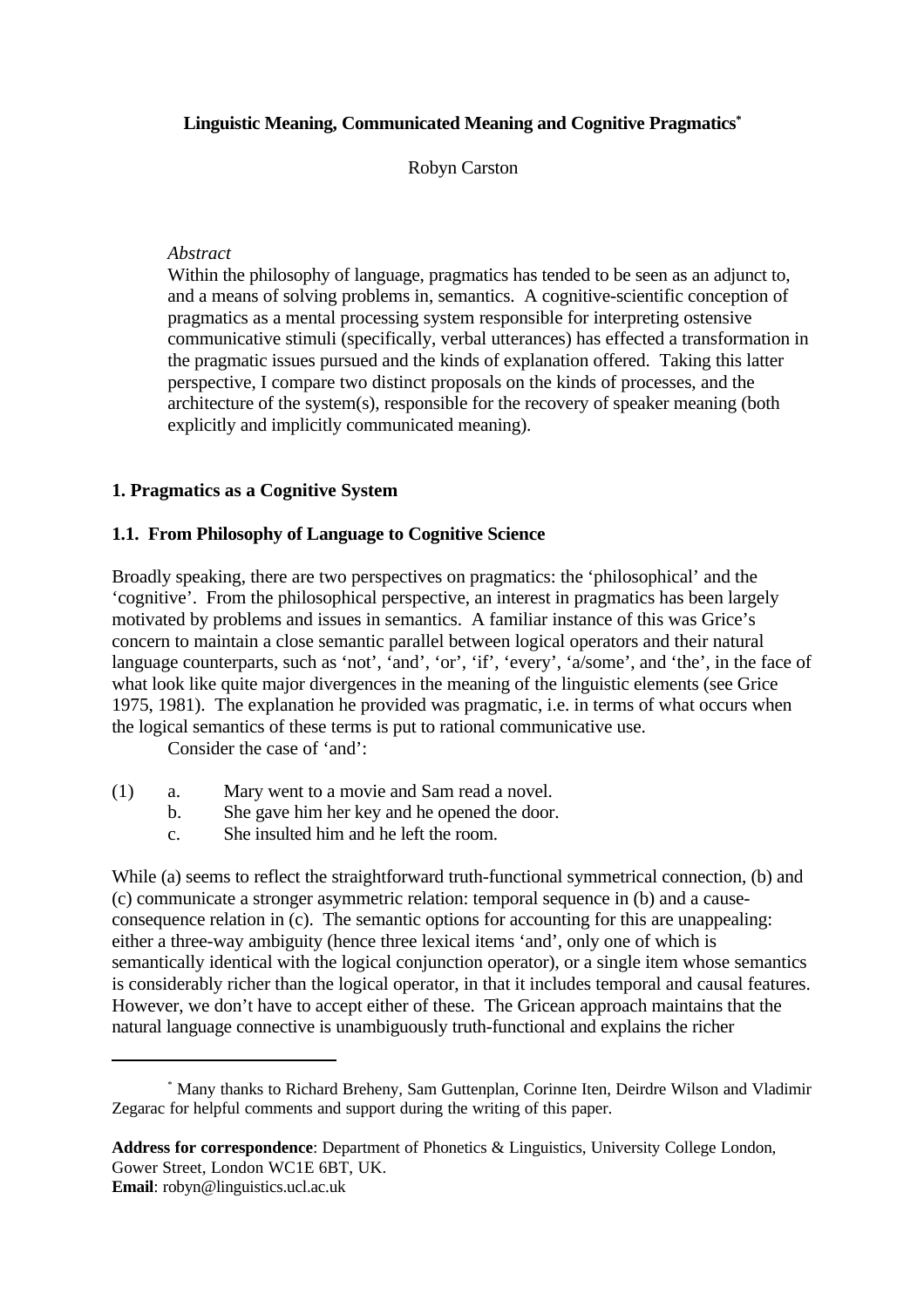# Linguistic Meaning, Communicated Meaning and Cognitive Pragmatics*

Robyn Carston

*Abstract*

Within the philosophy of language, pragmatics has tended to be seen as an adjunct to, and a means of solving problems in, semantics. A cognitive-scientific conception of pragmatics as a mental processing system responsible for interpreting ostensive communicative stimuli (specifically, verbal utterances) has effected a transformation in the pragmatic issues pursued and the kinds of explanation offered. Taking this latter perspective, I compare two distinct proposals on the kinds of processes, and the architecture of the system(s), responsible for the recovery of speaker meaning (both explicitly and implicitly communicated meaning).

## 1. Pragmatics as a Cognitive System

### 1.1. From Philosophy of Language to Cognitive Science

Broadly speaking, there are two perspectives on pragmatics: the 'philosophical' and the 'cognitive'. From the philosophical perspective, an interest in pragmatics has been largely motivated by problems and issues in semantics. A familiar instance of this was Grice's concern to maintain a close semantic parallel between logical operators and their natural language counterparts, such as 'not', 'and', 'or', 'if', 'every', 'a/some', and 'the', in the face of what look like quite major divergences in the meaning of the linguistic elements (see Grice 1975, 1981). The explanation he provided was pragmatic, i.e. in terms of what occurs when the logical semantics of these terms is put to rational communicative use.

Consider the case of 'and':

(1)
a. Mary went to a movie and Sam read a novel.
b. She gave him her key and he opened the door.
c. She insulted him and he left the room.

While (a) seems to reflect the straightforward truth-functional symmetrical connection, (b) and (c) communicate a stronger asymmetric relation: temporal sequence in (b) and a cause-consequence relation in (c). The semantic options for accounting for this are unappealing: either a three-way ambiguity (hence three lexical items 'and', only one of which is semantically identical with the logical conjunction operator), or a single item whose semantics is considerably richer than the logical operator, in that it includes temporal and causal features. However, we don't have to accept either of these. The Gricean approach maintains that the natural language connective is unambiguously truth-functional and explains the richer

---

* Many thanks to Richard Breheny, Sam Guttenplan, Corinne Iten, Deirdre Wilson and Vladimir Zegarac for helpful comments and support during the writing of this paper.

**Address for correspondence**: Department of Phonetics & Linguistics, University College London, Gower Street, London WC1E 6BT, UK.
**Email**: robyn@linguistics.ucl.ac.uk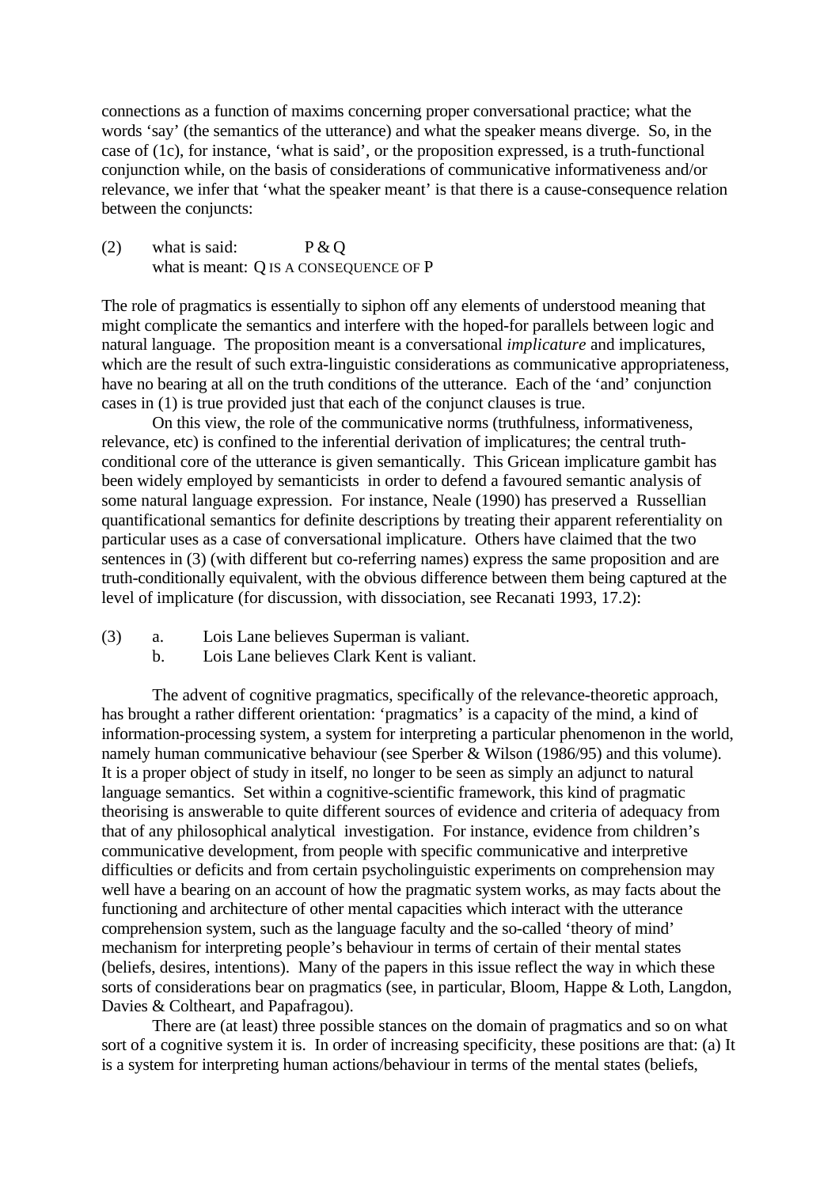connections as a function of maxims concerning proper conversational practice; what the words 'say' (the semantics of the utterance) and what the speaker means diverge. So, in the case of (1c), for instance, 'what is said', or the proposition expressed, is a truth-functional conjunction while, on the basis of considerations of communicative informativeness and/or relevance, we infer that 'what the speaker meant' is that there is a cause-consequence relation between the conjuncts:

(2) what is said: P & Q
what is meant: Q IS A CONSEQUENCE OF P

The role of pragmatics is essentially to siphon off any elements of understood meaning that might complicate the semantics and interfere with the hoped-for parallels between logic and natural language. The proposition meant is a conversational *implicature* and implicatures, which are the result of such extra-linguistic considerations as communicative appropriateness, have no bearing at all on the truth conditions of the utterance. Each of the 'and' conjunction cases in (1) is true provided just that each of the conjunct clauses is true.

On this view, the role of the communicative norms (truthfulness, informativeness, relevance, etc) is confined to the inferential derivation of implicatures; the central truth-conditional core of the utterance is given semantically. This Gricean implicature gambit has been widely employed by semanticists in order to defend a favoured semantic analysis of some natural language expression. For instance, Neale (1990) has preserved a Russellian quantificational semantics for definite descriptions by treating their apparent referentiality on particular uses as a case of conversational implicature. Others have claimed that the two sentences in (3) (with different but co-referring names) express the same proposition and are truth-conditionally equivalent, with the obvious difference between them being captured at the level of implicature (for discussion, with dissociation, see Recanati 1993, 17.2):

(3) a. Lois Lane believes Superman is valiant.
b. Lois Lane believes Clark Kent is valiant.

The advent of cognitive pragmatics, specifically of the relevance-theoretic approach, has brought a rather different orientation: 'pragmatics' is a capacity of the mind, a kind of information-processing system, a system for interpreting a particular phenomenon in the world, namely human communicative behaviour (see Sperber & Wilson (1986/95) and this volume). It is a proper object of study in itself, no longer to be seen as simply an adjunct to natural language semantics. Set within a cognitive-scientific framework, this kind of pragmatic theorising is answerable to quite different sources of evidence and criteria of adequacy from that of any philosophical analytical investigation. For instance, evidence from children's communicative development, from people with specific communicative and interpretive difficulties or deficits and from certain psycholinguistic experiments on comprehension may well have a bearing on an account of how the pragmatic system works, as may facts about the functioning and architecture of other mental capacities which interact with the utterance comprehension system, such as the language faculty and the so-called 'theory of mind' mechanism for interpreting people's behaviour in terms of certain of their mental states (beliefs, desires, intentions). Many of the papers in this issue reflect the way in which these sorts of considerations bear on pragmatics (see, in particular, Bloom, Happe & Loth, Langdon, Davies & Coltheart, and Papafragou).

There are (at least) three possible stances on the domain of pragmatics and so on what sort of a cognitive system it is. In order of increasing specificity, these positions are that: (a) It is a system for interpreting human actions/behaviour in terms of the mental states (beliefs,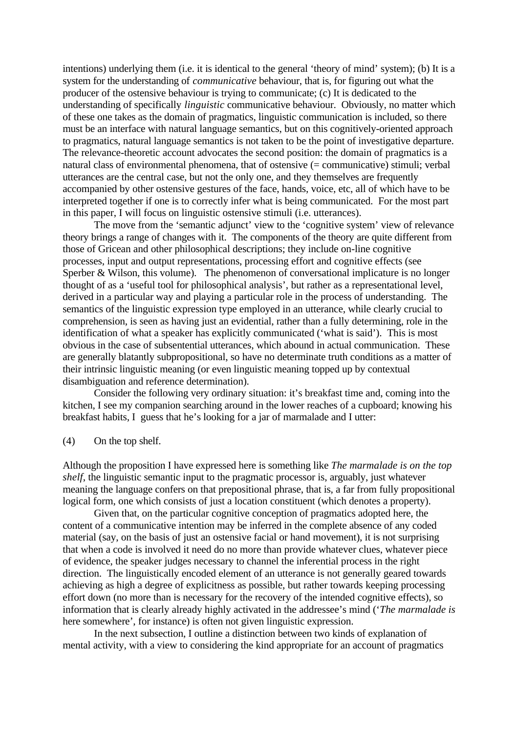intentions) underlying them (i.e. it is identical to the general 'theory of mind' system); (b) It is a system for the understanding of *communicative* behaviour, that is, for figuring out what the producer of the ostensive behaviour is trying to communicate; (c) It is dedicated to the understanding of specifically *linguistic* communicative behaviour. Obviously, no matter which of these one takes as the domain of pragmatics, linguistic communication is included, so there must be an interface with natural language semantics, but on this cognitively-oriented approach to pragmatics, natural language semantics is not taken to be the point of investigative departure. The relevance-theoretic account advocates the second position: the domain of pragmatics is a natural class of environmental phenomena, that of ostensive (= communicative) stimuli; verbal utterances are the central case, but not the only one, and they themselves are frequently accompanied by other ostensive gestures of the face, hands, voice, etc, all of which have to be interpreted together if one is to correctly infer what is being communicated. For the most part in this paper, I will focus on linguistic ostensive stimuli (i.e. utterances).

The move from the 'semantic adjunct' view to the 'cognitive system' view of relevance theory brings a range of changes with it. The components of the theory are quite different from those of Gricean and other philosophical descriptions; they include on-line cognitive processes, input and output representations, processing effort and cognitive effects (see Sperber & Wilson, this volume). The phenomenon of conversational implicature is no longer thought of as a 'useful tool for philosophical analysis', but rather as a representational level, derived in a particular way and playing a particular role in the process of understanding. The semantics of the linguistic expression type employed in an utterance, while clearly crucial to comprehension, is seen as having just an evidential, rather than a fully determining, role in the identification of what a speaker has explicitly communicated ('what is said'). This is most obvious in the case of subsentential utterances, which abound in actual communication. These are generally blatantly subpropositional, so have no determinate truth conditions as a matter of their intrinsic linguistic meaning (or even linguistic meaning topped up by contextual disambiguation and reference determination).

Consider the following very ordinary situation: it's breakfast time and, coming into the kitchen, I see my companion searching around in the lower reaches of a cupboard; knowing his breakfast habits, I guess that he's looking for a jar of marmalade and I utter:

(4) On the top shelf.

Although the proposition I have expressed here is something like *The marmalade is on the top shelf*, the linguistic semantic input to the pragmatic processor is, arguably, just whatever meaning the language confers on that prepositional phrase, that is, a far from fully propositional logical form, one which consists of just a location constituent (which denotes a property).

Given that, on the particular cognitive conception of pragmatics adopted here, the content of a communicative intention may be inferred in the complete absence of any coded material (say, on the basis of just an ostensive facial or hand movement), it is not surprising that when a code is involved it need do no more than provide whatever clues, whatever piece of evidence, the speaker judges necessary to channel the inferential process in the right direction. The linguistically encoded element of an utterance is not generally geared towards achieving as high a degree of explicitness as possible, but rather towards keeping processing effort down (no more than is necessary for the recovery of the intended cognitive effects), so information that is clearly already highly activated in the addressee's mind ('*The marmalade is* here somewhere', for instance) is often not given linguistic expression.

In the next subsection, I outline a distinction between two kinds of explanation of mental activity, with a view to considering the kind appropriate for an account of pragmatics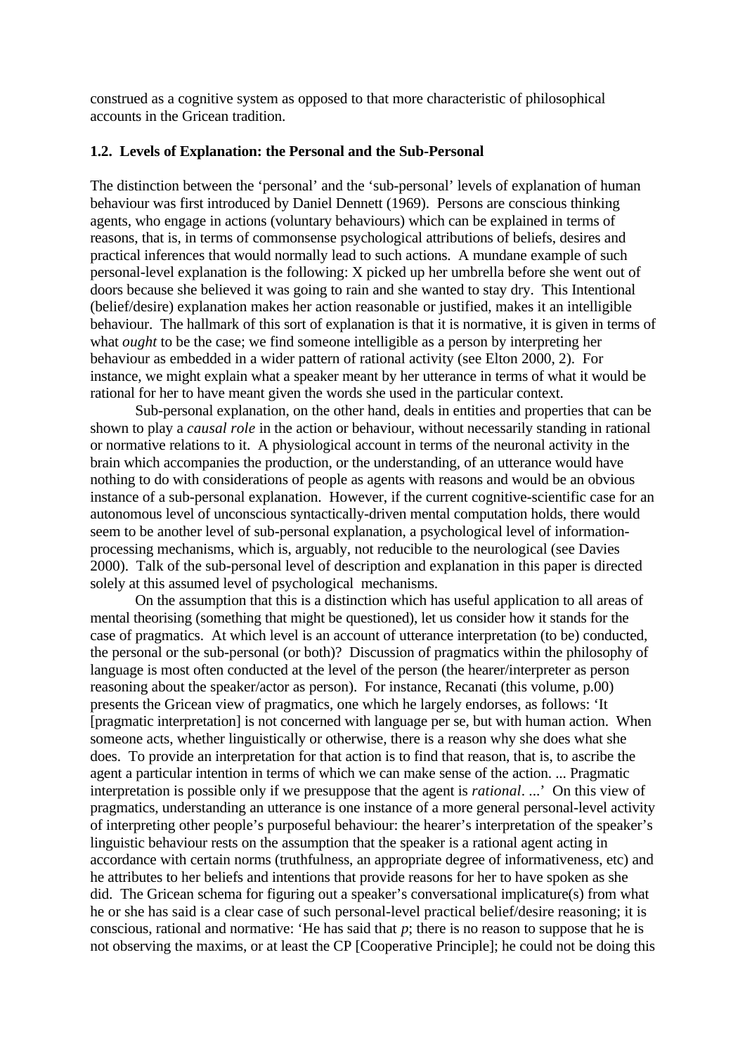construed as a cognitive system as opposed to that more characteristic of philosophical accounts in the Gricean tradition.

### 1.2. Levels of Explanation: the Personal and the Sub-Personal

The distinction between the 'personal' and the 'sub-personal' levels of explanation of human behaviour was first introduced by Daniel Dennett (1969). Persons are conscious thinking agents, who engage in actions (voluntary behaviours) which can be explained in terms of reasons, that is, in terms of commonsense psychological attributions of beliefs, desires and practical inferences that would normally lead to such actions. A mundane example of such personal-level explanation is the following: X picked up her umbrella before she went out of doors because she believed it was going to rain and she wanted to stay dry. This Intentional (belief/desire) explanation makes her action reasonable or justified, makes it an intelligible behaviour. The hallmark of this sort of explanation is that it is normative, it is given in terms of what *ought* to be the case; we find someone intelligible as a person by interpreting her behaviour as embedded in a wider pattern of rational activity (see Elton 2000, 2). For instance, we might explain what a speaker meant by her utterance in terms of what it would be rational for her to have meant given the words she used in the particular context.

Sub-personal explanation, on the other hand, deals in entities and properties that can be shown to play a *causal role* in the action or behaviour, without necessarily standing in rational or normative relations to it. A physiological account in terms of the neuronal activity in the brain which accompanies the production, or the understanding, of an utterance would have nothing to do with considerations of people as agents with reasons and would be an obvious instance of a sub-personal explanation. However, if the current cognitive-scientific case for an autonomous level of unconscious syntactically-driven mental computation holds, there would seem to be another level of sub-personal explanation, a psychological level of information-processing mechanisms, which is, arguably, not reducible to the neurological (see Davies 2000). Talk of the sub-personal level of description and explanation in this paper is directed solely at this assumed level of psychological mechanisms.

On the assumption that this is a distinction which has useful application to all areas of mental theorising (something that might be questioned), let us consider how it stands for the case of pragmatics. At which level is an account of utterance interpretation (to be) conducted, the personal or the sub-personal (or both)? Discussion of pragmatics within the philosophy of language is most often conducted at the level of the person (the hearer/interpreter as person reasoning about the speaker/actor as person). For instance, Recanati (this volume, p.00) presents the Gricean view of pragmatics, one which he largely endorses, as follows: 'It [pragmatic interpretation] is not concerned with language per se, but with human action. When someone acts, whether linguistically or otherwise, there is a reason why she does what she does. To provide an interpretation for that action is to find that reason, that is, to ascribe the agent a particular intention in terms of which we can make sense of the action. ... Pragmatic interpretation is possible only if we presuppose that the agent is *rational*. ...' On this view of pragmatics, understanding an utterance is one instance of a more general personal-level activity of interpreting other people's purposeful behaviour: the hearer's interpretation of the speaker's linguistic behaviour rests on the assumption that the speaker is a rational agent acting in accordance with certain norms (truthfulness, an appropriate degree of informativeness, etc) and he attributes to her beliefs and intentions that provide reasons for her to have spoken as she did. The Gricean schema for figuring out a speaker's conversational implicature(s) from what he or she has said is a clear case of such personal-level practical belief/desire reasoning; it is conscious, rational and normative: 'He has said that *p*; there is no reason to suppose that he is not observing the maxims, or at least the CP [Cooperative Principle]; he could not be doing this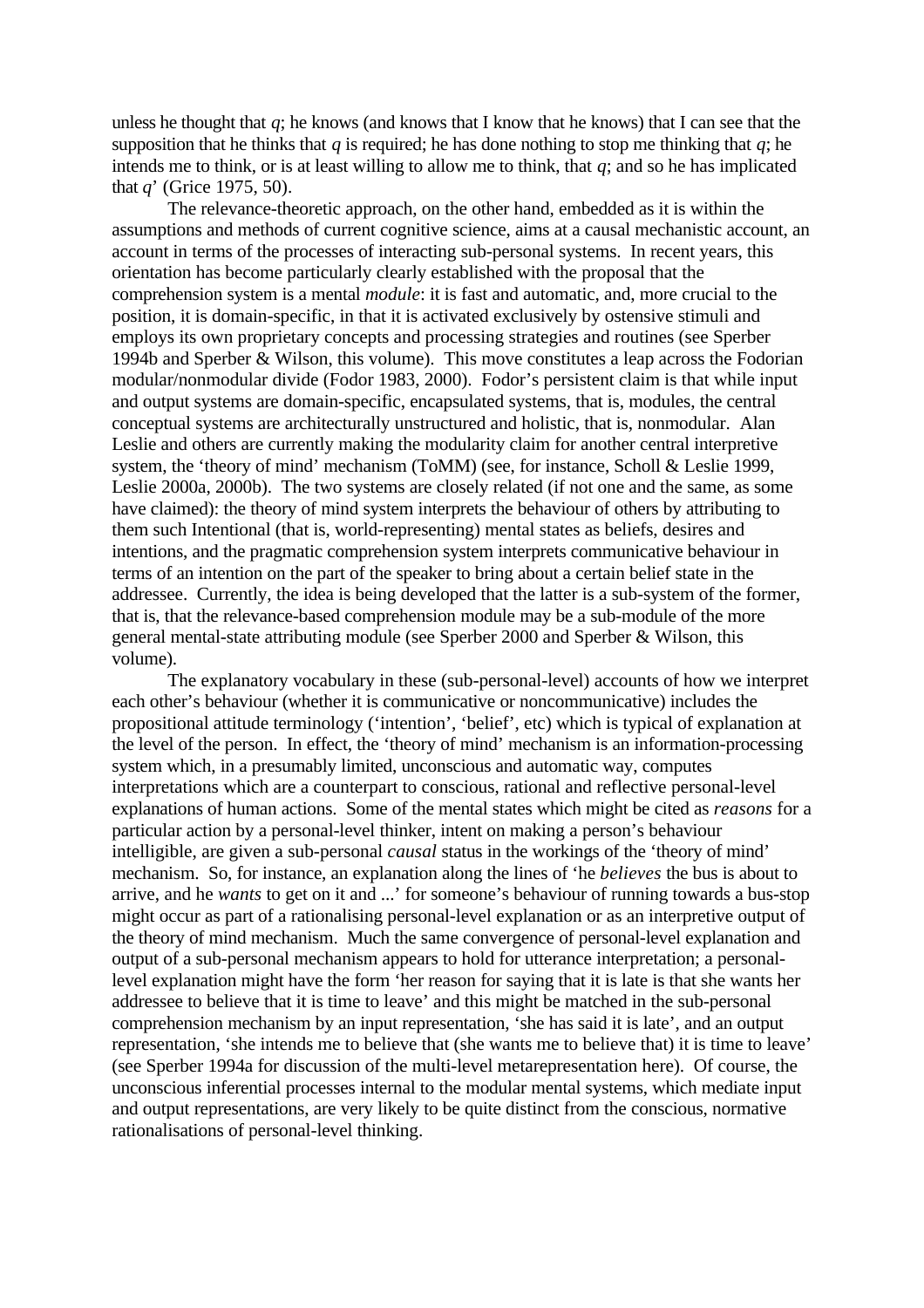unless he thought that *q*; he knows (and knows that I know that he knows) that I can see that the supposition that he thinks that *q* is required; he has done nothing to stop me thinking that *q*; he intends me to think, or is at least willing to allow me to think, that *q*; and so he has implicated that *q*' (Grice 1975, 50).

The relevance-theoretic approach, on the other hand, embedded as it is within the assumptions and methods of current cognitive science, aims at a causal mechanistic account, an account in terms of the processes of interacting sub-personal systems. In recent years, this orientation has become particularly clearly established with the proposal that the comprehension system is a mental *module*: it is fast and automatic, and, more crucial to the position, it is domain-specific, in that it is activated exclusively by ostensive stimuli and employs its own proprietary concepts and processing strategies and routines (see Sperber 1994b and Sperber & Wilson, this volume). This move constitutes a leap across the Fodorian modular/nonmodular divide (Fodor 1983, 2000). Fodor's persistent claim is that while input and output systems are domain-specific, encapsulated systems, that is, modules, the central conceptual systems are architecturally unstructured and holistic, that is, nonmodular. Alan Leslie and others are currently making the modularity claim for another central interpretive system, the 'theory of mind' mechanism (ToMM) (see, for instance, Scholl & Leslie 1999, Leslie 2000a, 2000b). The two systems are closely related (if not one and the same, as some have claimed): the theory of mind system interprets the behaviour of others by attributing to them such Intentional (that is, world-representing) mental states as beliefs, desires and intentions, and the pragmatic comprehension system interprets communicative behaviour in terms of an intention on the part of the speaker to bring about a certain belief state in the addressee. Currently, the idea is being developed that the latter is a sub-system of the former, that is, that the relevance-based comprehension module may be a sub-module of the more general mental-state attributing module (see Sperber 2000 and Sperber & Wilson, this volume).

The explanatory vocabulary in these (sub-personal-level) accounts of how we interpret each other's behaviour (whether it is communicative or noncommunicative) includes the propositional attitude terminology ('intention', 'belief', etc) which is typical of explanation at the level of the person. In effect, the 'theory of mind' mechanism is an information-processing system which, in a presumably limited, unconscious and automatic way, computes interpretations which are a counterpart to conscious, rational and reflective personal-level explanations of human actions. Some of the mental states which might be cited as *reasons* for a particular action by a personal-level thinker, intent on making a person's behaviour intelligible, are given a sub-personal *causal* status in the workings of the 'theory of mind' mechanism. So, for instance, an explanation along the lines of 'he *believes* the bus is about to arrive, and he *wants* to get on it and ...' for someone's behaviour of running towards a bus-stop might occur as part of a rationalising personal-level explanation or as an interpretive output of the theory of mind mechanism. Much the same convergence of personal-level explanation and output of a sub-personal mechanism appears to hold for utterance interpretation; a personal-level explanation might have the form 'her reason for saying that it is late is that she wants her addressee to believe that it is time to leave' and this might be matched in the sub-personal comprehension mechanism by an input representation, 'she has said it is late', and an output representation, 'she intends me to believe that (she wants me to believe that) it is time to leave' (see Sperber 1994a for discussion of the multi-level metarepresentation here). Of course, the unconscious inferential processes internal to the modular mental systems, which mediate input and output representations, are very likely to be quite distinct from the conscious, normative rationalisations of personal-level thinking.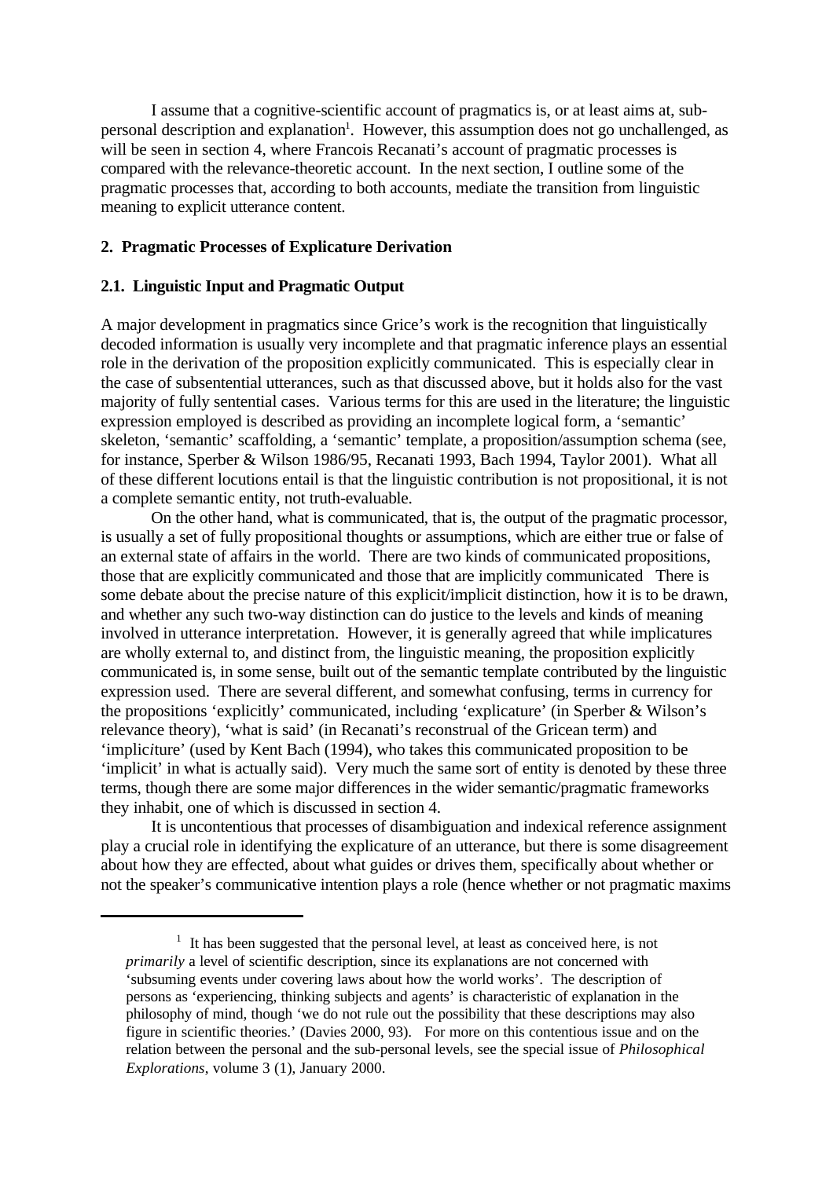I assume that a cognitive-scientific account of pragmatics is, or at least aims at, sub-personal description and explanation[1]. However, this assumption does not go unchallenged, as will be seen in section 4, where Francois Recanati's account of pragmatic processes is compared with the relevance-theoretic account. In the next section, I outline some of the pragmatic processes that, according to both accounts, mediate the transition from linguistic meaning to explicit utterance content.

## 2. Pragmatic Processes of Explicature Derivation

### 2.1. Linguistic Input and Pragmatic Output

A major development in pragmatics since Grice's work is the recognition that linguistically decoded information is usually very incomplete and that pragmatic inference plays an essential role in the derivation of the proposition explicitly communicated. This is especially clear in the case of subsentential utterances, such as that discussed above, but it holds also for the vast majority of fully sentential cases. Various terms for this are used in the literature; the linguistic expression employed is described as providing an incomplete logical form, a 'semantic' skeleton, 'semantic' scaffolding, a 'semantic' template, a proposition/assumption schema (see, for instance, Sperber & Wilson 1986/95, Recanati 1993, Bach 1994, Taylor 2001). What all of these different locutions entail is that the linguistic contribution is not propositional, it is not a complete semantic entity, not truth-evaluable.

On the other hand, what is communicated, that is, the output of the pragmatic processor, is usually a set of fully propositional thoughts or assumptions, which are either true or false of an external state of affairs in the world. There are two kinds of communicated propositions, those that are explicitly communicated and those that are implicitly communicated There is some debate about the precise nature of this explicit/implicit distinction, how it is to be drawn, and whether any such two-way distinction can do justice to the levels and kinds of meaning involved in utterance interpretation. However, it is generally agreed that while implicatures are wholly external to, and distinct from, the linguistic meaning, the proposition explicitly communicated is, in some sense, built out of the semantic template contributed by the linguistic expression used. There are several different, and somewhat confusing, terms in currency for the propositions 'explicitly' communicated, including 'explicature' (in Sperber & Wilson's relevance theory), 'what is said' (in Recanati's reconstrual of the Gricean term) and 'implic*i*ture' (used by Kent Bach (1994), who takes this communicated proposition to be 'implicit' in what is actually said). Very much the same sort of entity is denoted by these three terms, though there are some major differences in the wider semantic/pragmatic frameworks they inhabit, one of which is discussed in section 4.

It is uncontentious that processes of disambiguation and indexical reference assignment play a crucial role in identifying the explicature of an utterance, but there is some disagreement about how they are effected, about what guides or drives them, specifically about whether or not the speaker's communicative intention plays a role (hence whether or not pragmatic maxims

---

[1] It has been suggested that the personal level, at least as conceived here, is not *primarily* a level of scientific description, since its explanations are not concerned with 'subsuming events under covering laws about how the world works'. The description of persons as 'experiencing, thinking subjects and agents' is characteristic of explanation in the philosophy of mind, though 'we do not rule out the possibility that these descriptions may also figure in scientific theories.' (Davies 2000, 93). For more on this contentious issue and on the relation between the personal and the sub-personal levels, see the special issue of *Philosophical Explorations*, volume 3 (1), January 2000.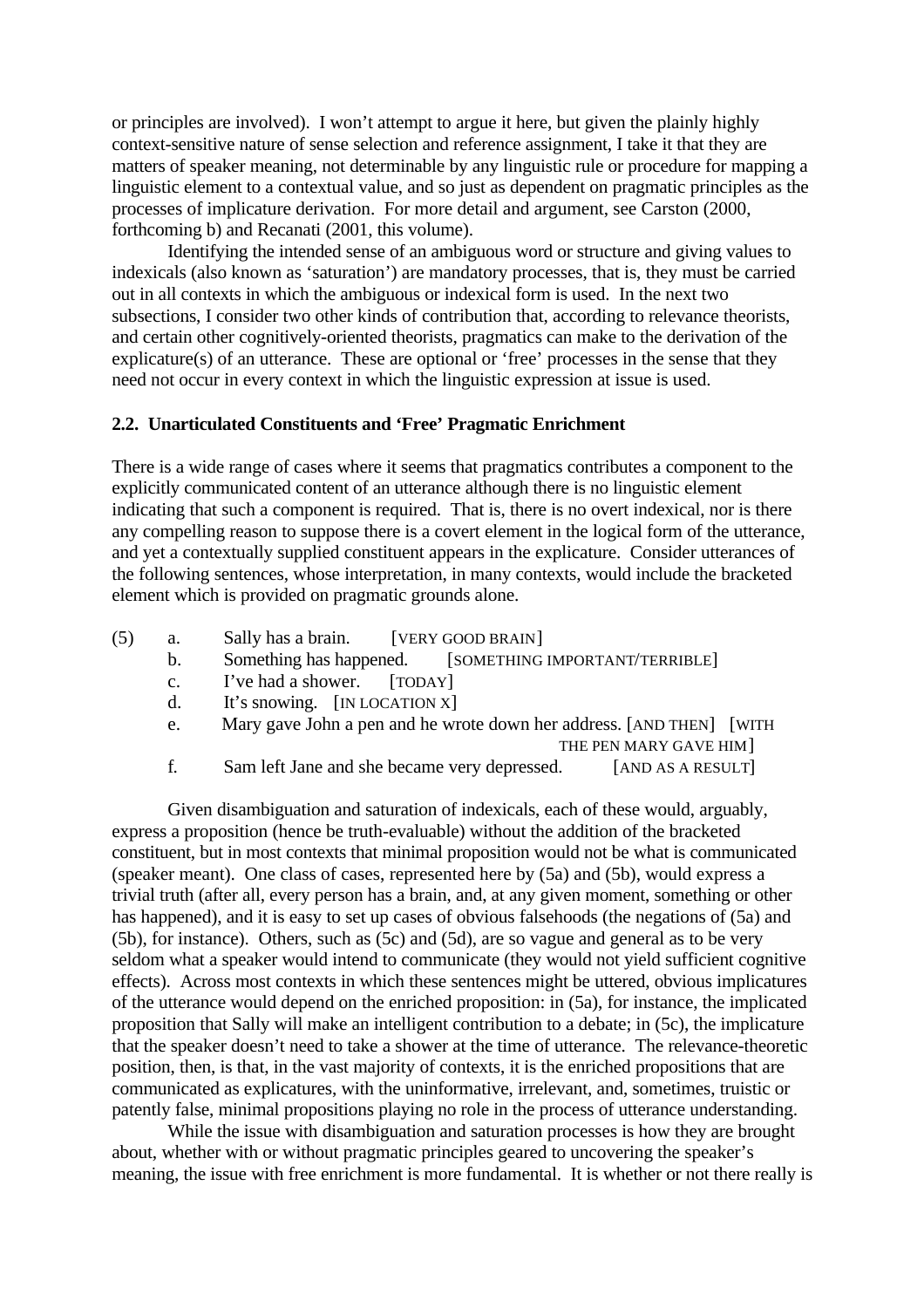or principles are involved). I won't attempt to argue it here, but given the plainly highly context-sensitive nature of sense selection and reference assignment, I take it that they are matters of speaker meaning, not determinable by any linguistic rule or procedure for mapping a linguistic element to a contextual value, and so just as dependent on pragmatic principles as the processes of implicature derivation. For more detail and argument, see Carston (2000, forthcoming b) and Recanati (2001, this volume).

Identifying the intended sense of an ambiguous word or structure and giving values to indexicals (also known as 'saturation') are mandatory processes, that is, they must be carried out in all contexts in which the ambiguous or indexical form is used. In the next two subsections, I consider two other kinds of contribution that, according to relevance theorists, and certain other cognitively-oriented theorists, pragmatics can make to the derivation of the explicature(s) of an utterance. These are optional or 'free' processes in the sense that they need not occur in every context in which the linguistic expression at issue is used.

### 2.2. Unarticulated Constituents and 'Free' Pragmatic Enrichment

There is a wide range of cases where it seems that pragmatics contributes a component to the explicitly communicated content of an utterance although there is no linguistic element indicating that such a component is required. That is, there is no overt indexical, nor is there any compelling reason to suppose there is a covert element in the logical form of the utterance, and yet a contextually supplied constituent appears in the explicature. Consider utterances of the following sentences, whose interpretation, in many contexts, would include the bracketed element which is provided on pragmatic grounds alone.

(5) a. Sally has a brain. [VERY GOOD BRAIN]
b. Something has happened. [SOMETHING IMPORTANT/TERRIBLE]
c. I've had a shower. [TODAY]
d. It's snowing. [IN LOCATION X]
e. Mary gave John a pen and he wrote down her address. [AND THEN] [WITH THE PEN MARY GAVE HIM]
f. Sam left Jane and she became very depressed. [AND AS A RESULT]

Given disambiguation and saturation of indexicals, each of these would, arguably, express a proposition (hence be truth-evaluable) without the addition of the bracketed constituent, but in most contexts that minimal proposition would not be what is communicated (speaker meant). One class of cases, represented here by (5a) and (5b), would express a trivial truth (after all, every person has a brain, and, at any given moment, something or other has happened), and it is easy to set up cases of obvious falsehoods (the negations of (5a) and (5b), for instance). Others, such as (5c) and (5d), are so vague and general as to be very seldom what a speaker would intend to communicate (they would not yield sufficient cognitive effects). Across most contexts in which these sentences might be uttered, obvious implicatures of the utterance would depend on the enriched proposition: in (5a), for instance, the implicated proposition that Sally will make an intelligent contribution to a debate; in (5c), the implicature that the speaker doesn't need to take a shower at the time of utterance. The relevance-theoretic position, then, is that, in the vast majority of contexts, it is the enriched propositions that are communicated as explicatures, with the uninformative, irrelevant, and, sometimes, truistic or patently false, minimal propositions playing no role in the process of utterance understanding.

While the issue with disambiguation and saturation processes is how they are brought about, whether with or without pragmatic principles geared to uncovering the speaker's meaning, the issue with free enrichment is more fundamental. It is whether or not there really is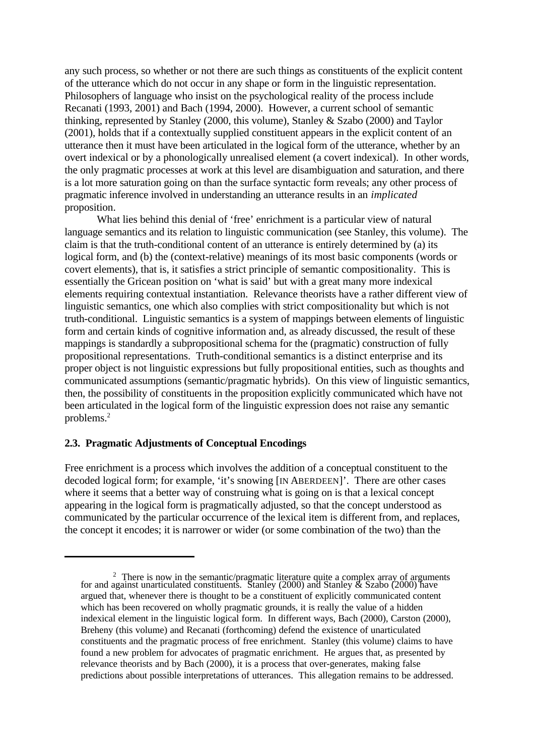any such process, so whether or not there are such things as constituents of the explicit content of the utterance which do not occur in any shape or form in the linguistic representation. Philosophers of language who insist on the psychological reality of the process include Recanati (1993, 2001) and Bach (1994, 2000). However, a current school of semantic thinking, represented by Stanley (2000, this volume), Stanley & Szabo (2000) and Taylor (2001), holds that if a contextually supplied constituent appears in the explicit content of an utterance then it must have been articulated in the logical form of the utterance, whether by an overt indexical or by a phonologically unrealised element (a covert indexical). In other words, the only pragmatic processes at work at this level are disambiguation and saturation, and there is a lot more saturation going on than the surface syntactic form reveals; any other process of pragmatic inference involved in understanding an utterance results in an *implicated* proposition.

What lies behind this denial of 'free' enrichment is a particular view of natural language semantics and its relation to linguistic communication (see Stanley, this volume). The claim is that the truth-conditional content of an utterance is entirely determined by (a) its logical form, and (b) the (context-relative) meanings of its most basic components (words or covert elements), that is, it satisfies a strict principle of semantic compositionality. This is essentially the Gricean position on 'what is said' but with a great many more indexical elements requiring contextual instantiation. Relevance theorists have a rather different view of linguistic semantics, one which also complies with strict compositionality but which is not truth-conditional. Linguistic semantics is a system of mappings between elements of linguistic form and certain kinds of cognitive information and, as already discussed, the result of these mappings is standardly a subpropositional schema for the (pragmatic) construction of fully propositional representations. Truth-conditional semantics is a distinct enterprise and its proper object is not linguistic expressions but fully propositional entities, such as thoughts and communicated assumptions (semantic/pragmatic hybrids). On this view of linguistic semantics, then, the possibility of constituents in the proposition explicitly communicated which have not been articulated in the logical form of the linguistic expression does not raise any semantic problems.[2]

### 2.3. Pragmatic Adjustments of Conceptual Encodings

Free enrichment is a process which involves the addition of a conceptual constituent to the decoded logical form; for example, 'it's snowing [IN ABERDEEN]'. There are other cases where it seems that a better way of construing what is going on is that a lexical concept appearing in the logical form is pragmatically adjusted, so that the concept understood as communicated by the particular occurrence of the lexical item is different from, and replaces, the concept it encodes; it is narrower or wider (or some combination of the two) than the

---

[2] There is now in the semantic/pragmatic literature quite a complex array of arguments for and against unarticulated constituents. Stanley (2000) and Stanley & Szabo (2000) have argued that, whenever there is thought to be a constituent of explicitly communicated content which has been recovered on wholly pragmatic grounds, it is really the value of a hidden indexical element in the linguistic logical form. In different ways, Bach (2000), Carston (2000), Breheny (this volume) and Recanati (forthcoming) defend the existence of unarticulated constituents and the pragmatic process of free enrichment. Stanley (this volume) claims to have found a new problem for advocates of pragmatic enrichment. He argues that, as presented by relevance theorists and by Bach (2000), it is a process that over-generates, making false predictions about possible interpretations of utterances. This allegation remains to be addressed.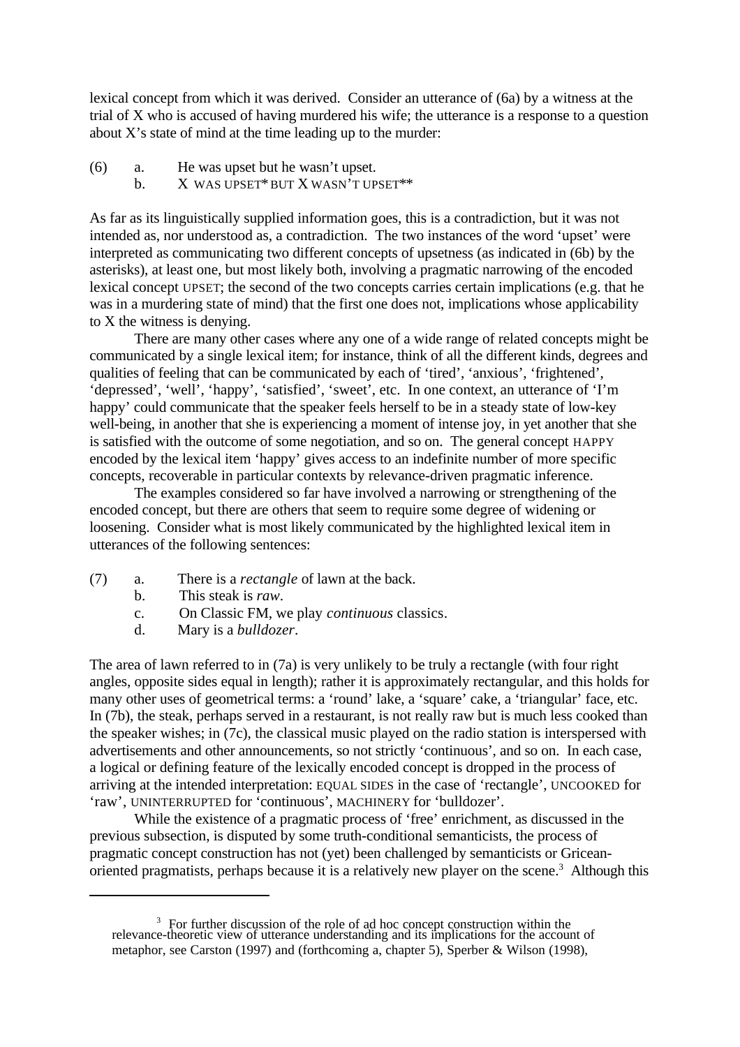lexical concept from which it was derived. Consider an utterance of (6a) by a witness at the trial of X who is accused of having murdered his wife; the utterance is a response to a question about X's state of mind at the time leading up to the murder:

(6) a. He was upset but he wasn't upset.
 b. X WAS UPSET* BUT X WASN'T UPSET**

As far as its linguistically supplied information goes, this is a contradiction, but it was not intended as, nor understood as, a contradiction. The two instances of the word 'upset' were interpreted as communicating two different concepts of upsetness (as indicated in (6b) by the asterisks), at least one, but most likely both, involving a pragmatic narrowing of the encoded lexical concept UPSET; the second of the two concepts carries certain implications (e.g. that he was in a murdering state of mind) that the first one does not, implications whose applicability to X the witness is denying.

There are many other cases where any one of a wide range of related concepts might be communicated by a single lexical item; for instance, think of all the different kinds, degrees and qualities of feeling that can be communicated by each of 'tired', 'anxious', 'frightened', 'depressed', 'well', 'happy', 'satisfied', 'sweet', etc. In one context, an utterance of 'I'm happy' could communicate that the speaker feels herself to be in a steady state of low-key well-being, in another that she is experiencing a moment of intense joy, in yet another that she is satisfied with the outcome of some negotiation, and so on. The general concept HAPPY encoded by the lexical item 'happy' gives access to an indefinite number of more specific concepts, recoverable in particular contexts by relevance-driven pragmatic inference.

The examples considered so far have involved a narrowing or strengthening of the encoded concept, but there are others that seem to require some degree of widening or loosening. Consider what is most likely communicated by the highlighted lexical item in utterances of the following sentences:

(7) a. There is a *rectangle* of lawn at the back.
 b. This steak is *raw*.
 c. On Classic FM, we play *continuous* classics.
 d. Mary is a *bulldozer*.

The area of lawn referred to in (7a) is very unlikely to be truly a rectangle (with four right angles, opposite sides equal in length); rather it is approximately rectangular, and this holds for many other uses of geometrical terms: a 'round' lake, a 'square' cake, a 'triangular' face, etc. In (7b), the steak, perhaps served in a restaurant, is not really raw but is much less cooked than the speaker wishes; in (7c), the classical music played on the radio station is interspersed with advertisements and other announcements, so not strictly 'continuous', and so on. In each case, a logical or defining feature of the lexically encoded concept is dropped in the process of arriving at the intended interpretation: EQUAL SIDES in the case of 'rectangle', UNCOOKED for 'raw', UNINTERRUPTED for 'continuous', MACHINERY for 'bulldozer'.

While the existence of a pragmatic process of 'free' enrichment, as discussed in the previous subsection, is disputed by some truth-conditional semanticists, the process of pragmatic concept construction has not (yet) been challenged by semanticists or Gricean-oriented pragmatists, perhaps because it is a relatively new player on the scene.[3] Although this

---

[3] For further discussion of the role of ad hoc concept construction within the relevance-theoretic view of utterance understanding and its implications for the account of metaphor, see Carston (1997) and (forthcoming a, chapter 5), Sperber & Wilson (1998),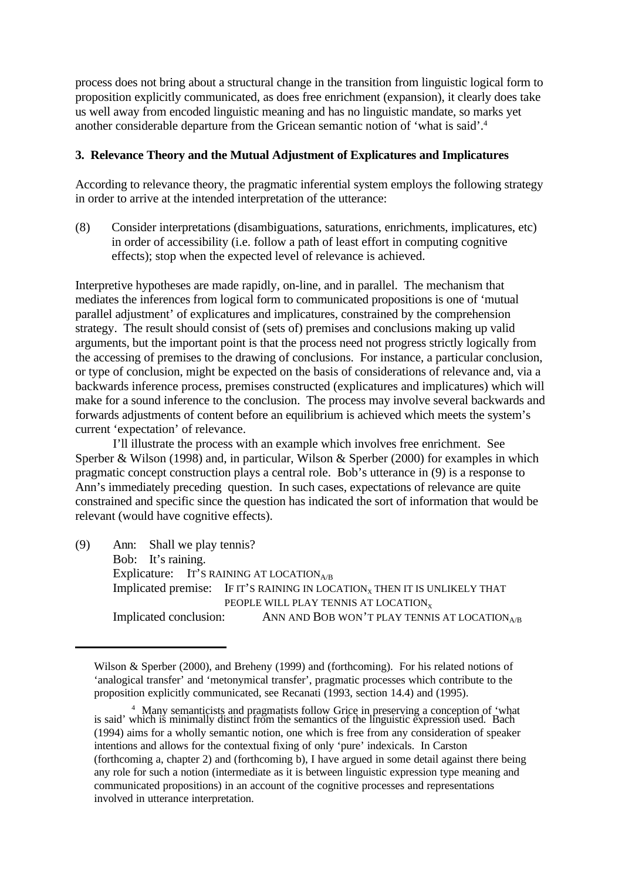process does not bring about a structural change in the transition from linguistic logical form to proposition explicitly communicated, as does free enrichment (expansion), it clearly does take us well away from encoded linguistic meaning and has no linguistic mandate, so marks yet another considerable departure from the Gricean semantic notion of 'what is said'.[4]

### 3. Relevance Theory and the Mutual Adjustment of Explicatures and Implicatures

According to relevance theory, the pragmatic inferential system employs the following strategy in order to arrive at the intended interpretation of the utterance:

(8) Consider interpretations (disambiguations, saturations, enrichments, implicatures, etc) in order of accessibility (i.e. follow a path of least effort in computing cognitive effects); stop when the expected level of relevance is achieved.

Interpretive hypotheses are made rapidly, on-line, and in parallel. The mechanism that mediates the inferences from logical form to communicated propositions is one of 'mutual parallel adjustment' of explicatures and implicatures, constrained by the comprehension strategy. The result should consist of (sets of) premises and conclusions making up valid arguments, but the important point is that the process need not progress strictly logically from the accessing of premises to the drawing of conclusions. For instance, a particular conclusion, or type of conclusion, might be expected on the basis of considerations of relevance and, via a backwards inference process, premises constructed (explicatures and implicatures) which will make for a sound inference to the conclusion. The process may involve several backwards and forwards adjustments of content before an equilibrium is achieved which meets the system's current 'expectation' of relevance.

I'll illustrate the process with an example which involves free enrichment. See Sperber & Wilson (1998) and, in particular, Wilson & Sperber (2000) for examples in which pragmatic concept construction plays a central role. Bob's utterance in (9) is a response to Ann's immediately preceding question. In such cases, expectations of relevance are quite constrained and specific since the question has indicated the sort of information that would be relevant (would have cognitive effects).

(9) Ann: Shall we play tennis?
Bob: It's raining.
Explicature: IT'S RAINING AT LOCATION$_{A/B}$
Implicated premise: IF IT'S RAINING IN LOCATION$_{X}$ THEN IT IS UNLIKELY THAT PEOPLE WILL PLAY TENNIS AT LOCATION$_{X}$
Implicated conclusion: ANN AND BOB WON'T PLAY TENNIS AT LOCATION$_{A/B}$

---

Wilson & Sperber (2000), and Breheny (1999) and (forthcoming). For his related notions of 'analogical transfer' and 'metonymical transfer', pragmatic processes which contribute to the proposition explicitly communicated, see Recanati (1993, section 14.4) and (1995).

[4] Many semanticists and pragmatists follow Grice in preserving a conception of 'what is said' which is minimally distinct from the semantics of the linguistic expression used. Bach (1994) aims for a wholly semantic notion, one which is free from any consideration of speaker intentions and allows for the contextual fixing of only 'pure' indexicals. In Carston (forthcoming a, chapter 2) and (forthcoming b), I have argued in some detail against there being any role for such a notion (intermediate as it is between linguistic expression type meaning and communicated propositions) in an account of the cognitive processes and representations involved in utterance interpretation.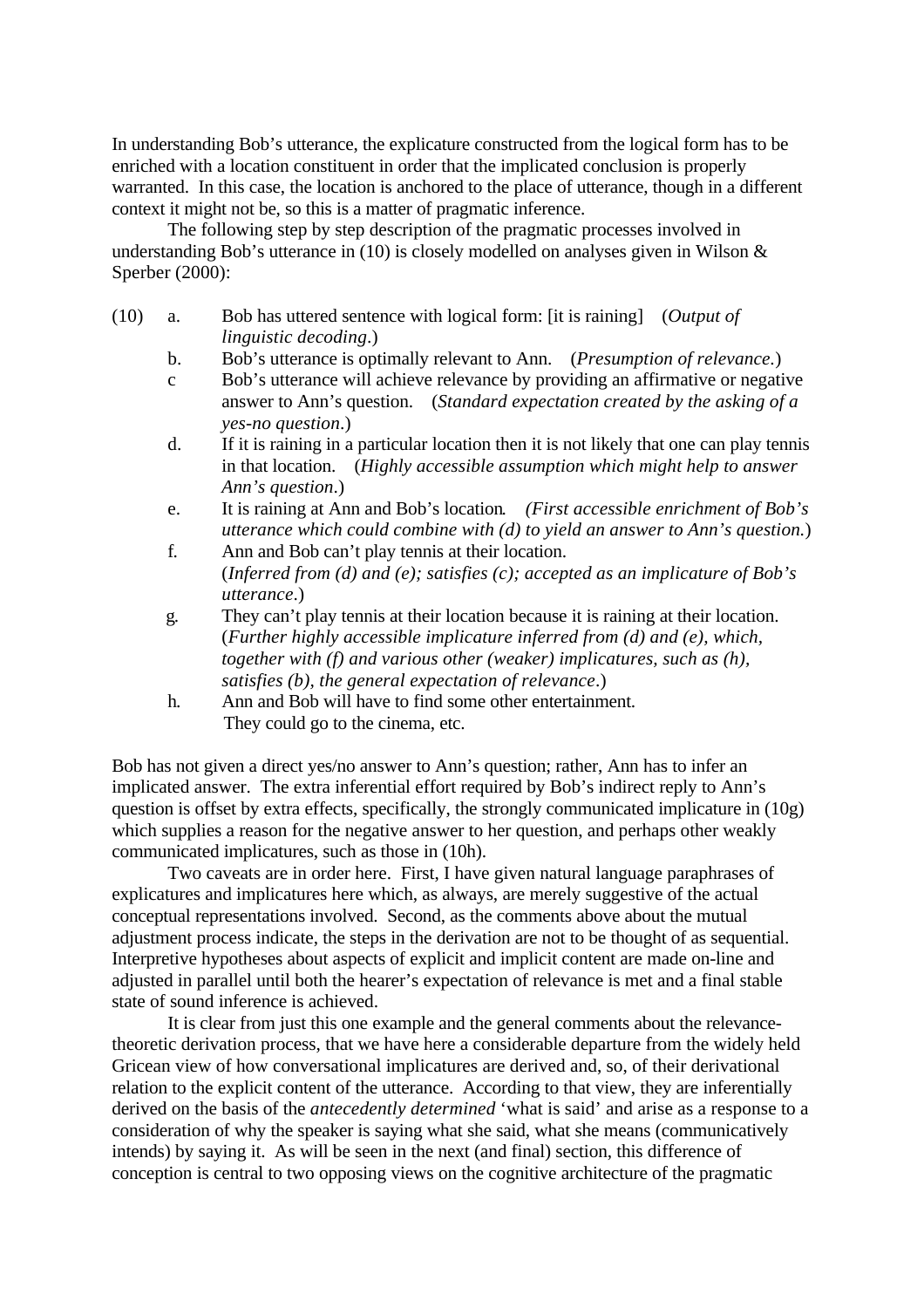In understanding Bob's utterance, the explicature constructed from the logical form has to be enriched with a location constituent in order that the implicated conclusion is properly warranted. In this case, the location is anchored to the place of utterance, though in a different context it might not be, so this is a matter of pragmatic inference.

The following step by step description of the pragmatic processes involved in understanding Bob's utterance in (10) is closely modelled on analyses given in Wilson & Sperber (2000):

(10)
- a. Bob has uttered sentence with logical form: [it is raining] (*Output of linguistic decoding*.)
- b. Bob's utterance is optimally relevant to Ann. (*Presumption of relevance.*)
- c Bob's utterance will achieve relevance by providing an affirmative or negative answer to Ann's question. (*Standard expectation created by the asking of a yes-no question*.)
- d. If it is raining in a particular location then it is not likely that one can play tennis in that location. (*Highly accessible assumption which might help to answer Ann's question*.)
- e. It is raining at Ann and Bob's location. *(First accessible enrichment of Bob's utterance which could combine with (d) to yield an answer to Ann's question.*)
- f. Ann and Bob can't play tennis at their location. (*Inferred from (d) and (e); satisfies (c); accepted as an implicature of Bob's utterance*.)
- g. They can't play tennis at their location because it is raining at their location. (*Further highly accessible implicature inferred from (d) and (e), which, together with (f) and various other (weaker) implicatures, such as (h), satisfies (b), the general expectation of relevance*.)
- h. Ann and Bob will have to find some other entertainment. They could go to the cinema, etc.

Bob has not given a direct yes/no answer to Ann's question; rather, Ann has to infer an implicated answer. The extra inferential effort required by Bob's indirect reply to Ann's question is offset by extra effects, specifically, the strongly communicated implicature in (10g) which supplies a reason for the negative answer to her question, and perhaps other weakly communicated implicatures, such as those in (10h).

Two caveats are in order here. First, I have given natural language paraphrases of explicatures and implicatures here which, as always, are merely suggestive of the actual conceptual representations involved. Second, as the comments above about the mutual adjustment process indicate, the steps in the derivation are not to be thought of as sequential. Interpretive hypotheses about aspects of explicit and implicit content are made on-line and adjusted in parallel until both the hearer's expectation of relevance is met and a final stable state of sound inference is achieved.

It is clear from just this one example and the general comments about the relevance-theoretic derivation process, that we have here a considerable departure from the widely held Gricean view of how conversational implicatures are derived and, so, of their derivational relation to the explicit content of the utterance. According to that view, they are inferentially derived on the basis of the *antecedently determined* 'what is said' and arise as a response to a consideration of why the speaker is saying what she said, what she means (communicatively intends) by saying it. As will be seen in the next (and final) section, this difference of conception is central to two opposing views on the cognitive architecture of the pragmatic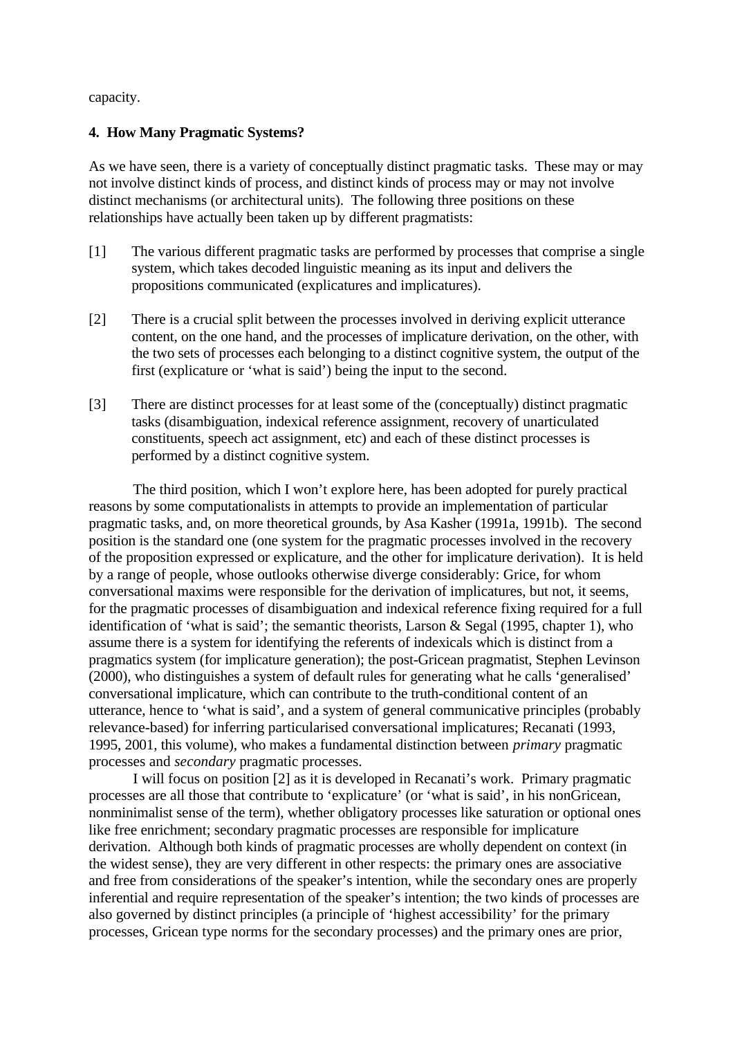capacity.

**4. How Many Pragmatic Systems?**

As we have seen, there is a variety of conceptually distinct pragmatic tasks. These may or may not involve distinct kinds of process, and distinct kinds of process may or may not involve distinct mechanisms (or architectural units). The following three positions on these relationships have actually been taken up by different pragmatists:

[1] The various different pragmatic tasks are performed by processes that comprise a single system, which takes decoded linguistic meaning as its input and delivers the propositions communicated (explicatures and implicatures).

[2] There is a crucial split between the processes involved in deriving explicit utterance content, on the one hand, and the processes of implicature derivation, on the other, with the two sets of processes each belonging to a distinct cognitive system, the output of the first (explicature or 'what is said') being the input to the second.

[3] There are distinct processes for at least some of the (conceptually) distinct pragmatic tasks (disambiguation, indexical reference assignment, recovery of unarticulated constituents, speech act assignment, etc) and each of these distinct processes is performed by a distinct cognitive system.

The third position, which I won't explore here, has been adopted for purely practical reasons by some computationalists in attempts to provide an implementation of particular pragmatic tasks, and, on more theoretical grounds, by Asa Kasher (1991a, 1991b). The second position is the standard one (one system for the pragmatic processes involved in the recovery of the proposition expressed or explicature, and the other for implicature derivation). It is held by a range of people, whose outlooks otherwise diverge considerably: Grice, for whom conversational maxims were responsible for the derivation of implicatures, but not, it seems, for the pragmatic processes of disambiguation and indexical reference fixing required for a full identification of 'what is said'; the semantic theorists, Larson & Segal (1995, chapter 1), who assume there is a system for identifying the referents of indexicals which is distinct from a pragmatics system (for implicature generation); the post-Gricean pragmatist, Stephen Levinson (2000), who distinguishes a system of default rules for generating what he calls 'generalised' conversational implicature, which can contribute to the truth-conditional content of an utterance, hence to 'what is said', and a system of general communicative principles (probably relevance-based) for inferring particularised conversational implicatures; Recanati (1993, 1995, 2001, this volume), who makes a fundamental distinction between *primary* pragmatic processes and *secondary* pragmatic processes.

I will focus on position [2] as it is developed in Recanati's work. Primary pragmatic processes are all those that contribute to 'explicature' (or 'what is said', in his nonGricean, nonminimalist sense of the term), whether obligatory processes like saturation or optional ones like free enrichment; secondary pragmatic processes are responsible for implicature derivation. Although both kinds of pragmatic processes are wholly dependent on context (in the widest sense), they are very different in other respects: the primary ones are associative and free from considerations of the speaker's intention, while the secondary ones are properly inferential and require representation of the speaker's intention; the two kinds of processes are also governed by distinct principles (a principle of 'highest accessibility' for the primary processes, Gricean type norms for the secondary processes) and the primary ones are prior,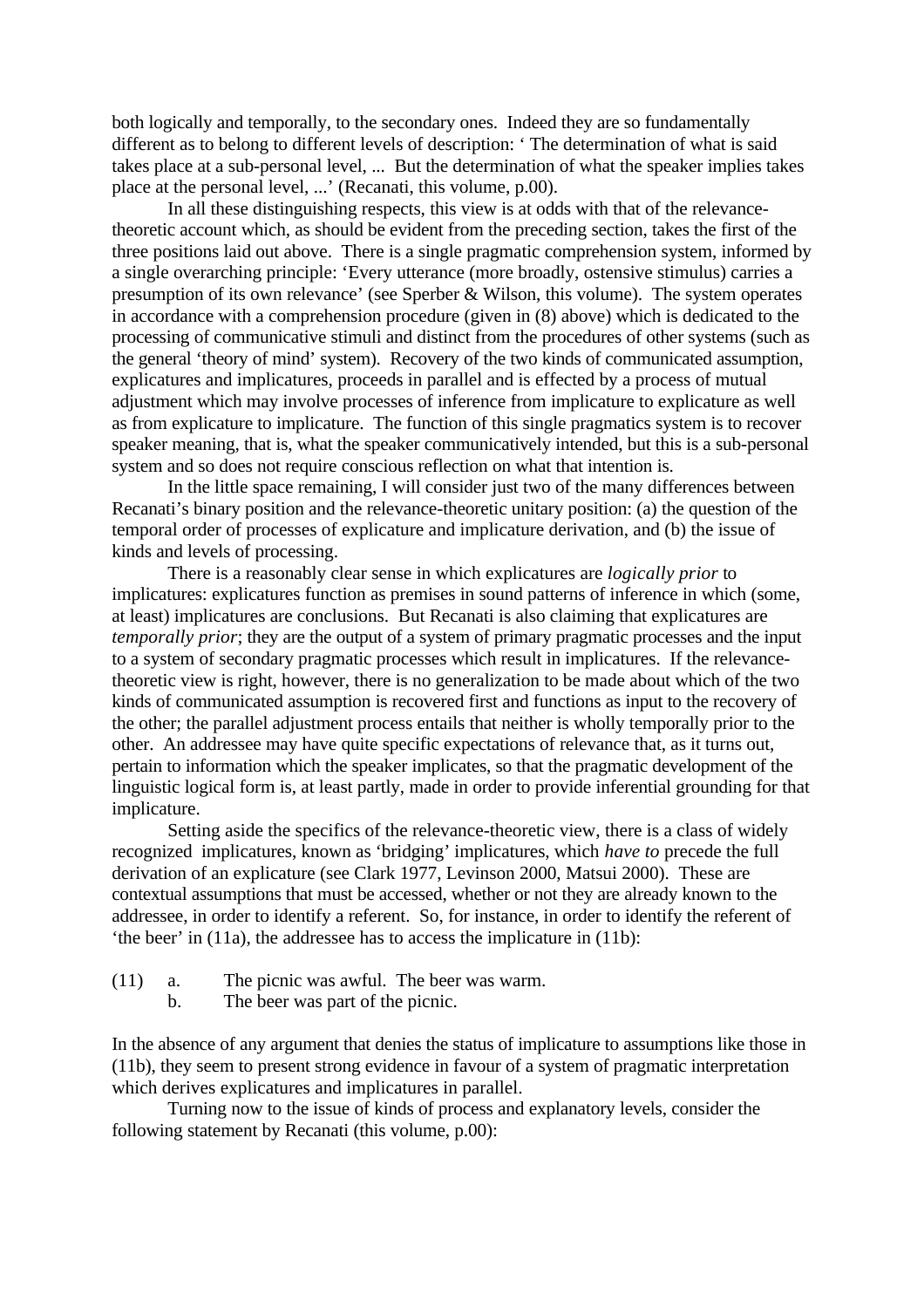both logically and temporally, to the secondary ones. Indeed they are so fundamentally different as to belong to different levels of description: ' The determination of what is said takes place at a sub-personal level, ... But the determination of what the speaker implies takes place at the personal level, ...' (Recanati, this volume, p.00).

In all these distinguishing respects, this view is at odds with that of the relevance-theoretic account which, as should be evident from the preceding section, takes the first of the three positions laid out above. There is a single pragmatic comprehension system, informed by a single overarching principle: 'Every utterance (more broadly, ostensive stimulus) carries a presumption of its own relevance' (see Sperber & Wilson, this volume). The system operates in accordance with a comprehension procedure (given in (8) above) which is dedicated to the processing of communicative stimuli and distinct from the procedures of other systems (such as the general 'theory of mind' system). Recovery of the two kinds of communicated assumption, explicatures and implicatures, proceeds in parallel and is effected by a process of mutual adjustment which may involve processes of inference from implicature to explicature as well as from explicature to implicature. The function of this single pragmatics system is to recover speaker meaning, that is, what the speaker communicatively intended, but this is a sub-personal system and so does not require conscious reflection on what that intention is.

In the little space remaining, I will consider just two of the many differences between Recanati's binary position and the relevance-theoretic unitary position: (a) the question of the temporal order of processes of explicature and implicature derivation, and (b) the issue of kinds and levels of processing.

There is a reasonably clear sense in which explicatures are *logically prior* to implicatures: explicatures function as premises in sound patterns of inference in which (some, at least) implicatures are conclusions. But Recanati is also claiming that explicatures are *temporally prior*; they are the output of a system of primary pragmatic processes and the input to a system of secondary pragmatic processes which result in implicatures. If the relevance-theoretic view is right, however, there is no generalization to be made about which of the two kinds of communicated assumption is recovered first and functions as input to the recovery of the other; the parallel adjustment process entails that neither is wholly temporally prior to the other. An addressee may have quite specific expectations of relevance that, as it turns out, pertain to information which the speaker implicates, so that the pragmatic development of the linguistic logical form is, at least partly, made in order to provide inferential grounding for that implicature.

Setting aside the specifics of the relevance-theoretic view, there is a class of widely recognized implicatures, known as 'bridging' implicatures, which *have to* precede the full derivation of an explicature (see Clark 1977, Levinson 2000, Matsui 2000). These are contextual assumptions that must be accessed, whether or not they are already known to the addressee, in order to identify a referent. So, for instance, in order to identify the referent of 'the beer' in (11a), the addressee has to access the implicature in (11b):

(11) a. The picnic was awful. The beer was warm.
b. The beer was part of the picnic.

In the absence of any argument that denies the status of implicature to assumptions like those in (11b), they seem to present strong evidence in favour of a system of pragmatic interpretation which derives explicatures and implicatures in parallel.

Turning now to the issue of kinds of process and explanatory levels, consider the following statement by Recanati (this volume, p.00):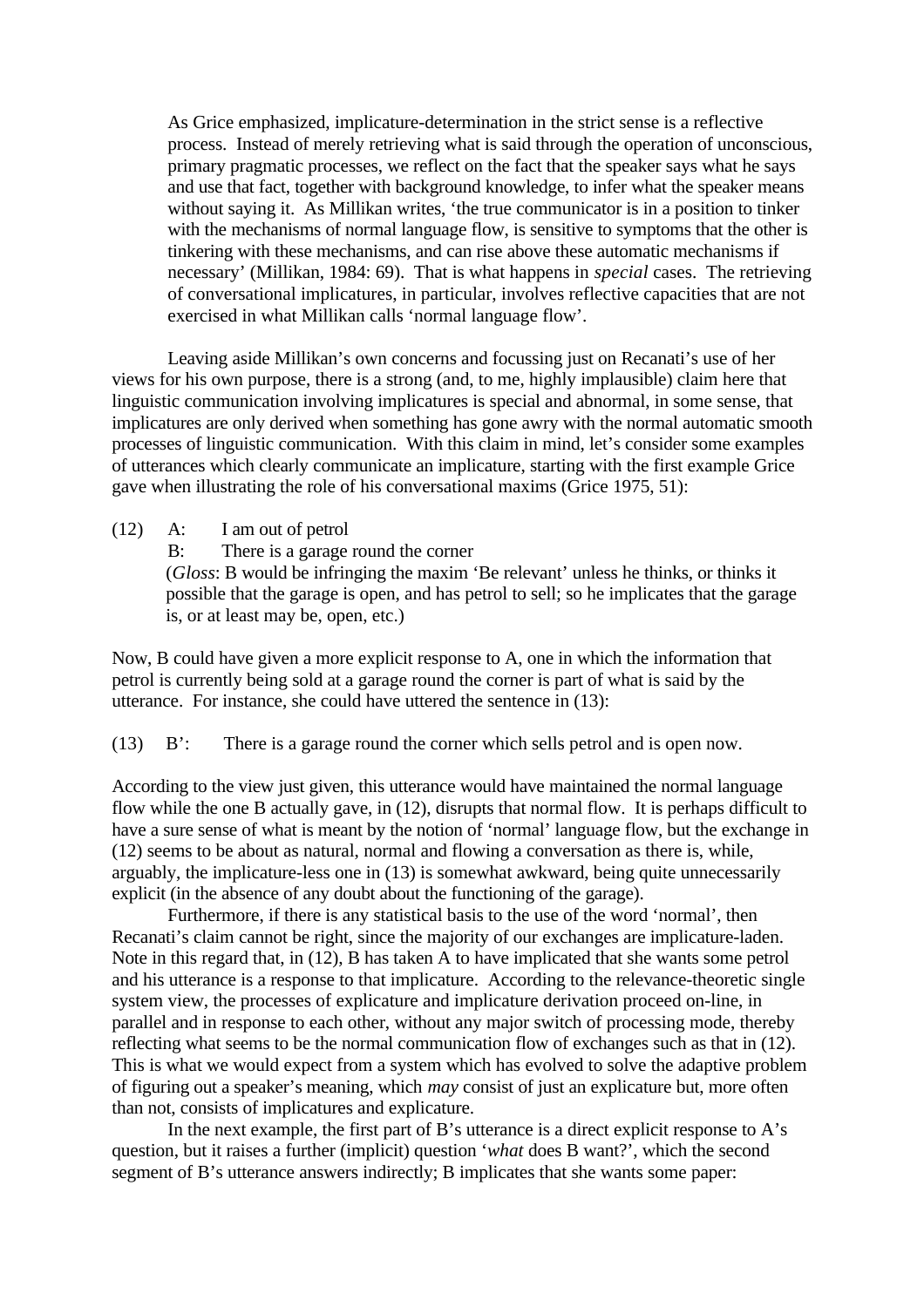> As Grice emphasized, implicature-determination in the strict sense is a reflective process. Instead of merely retrieving what is said through the operation of unconscious, primary pragmatic processes, we reflect on the fact that the speaker says what he says and use that fact, together with background knowledge, to infer what the speaker means without saying it. As Millikan writes, 'the true communicator is in a position to tinker with the mechanisms of normal language flow, is sensitive to symptoms that the other is tinkering with these mechanisms, and can rise above these automatic mechanisms if necessary' (Millikan, 1984: 69). That is what happens in *special* cases. The retrieving of conversational implicatures, in particular, involves reflective capacities that are not exercised in what Millikan calls 'normal language flow'.

Leaving aside Millikan's own concerns and focussing just on Recanati's use of her views for his own purpose, there is a strong (and, to me, highly implausible) claim here that linguistic communication involving implicatures is special and abnormal, in some sense, that implicatures are only derived when something has gone awry with the normal automatic smooth processes of linguistic communication. With this claim in mind, let's consider some examples of utterances which clearly communicate an implicature, starting with the first example Grice gave when illustrating the role of his conversational maxims (Grice 1975, 51):

(12) A: I am out of petrol
B: There is a garage round the corner
(*Gloss*: B would be infringing the maxim 'Be relevant' unless he thinks, or thinks it possible that the garage is open, and has petrol to sell; so he implicates that the garage is, or at least may be, open, etc.)

Now, B could have given a more explicit response to A, one in which the information that petrol is currently being sold at a garage round the corner is part of what is said by the utterance. For instance, she could have uttered the sentence in (13):

(13) B': There is a garage round the corner which sells petrol and is open now.

According to the view just given, this utterance would have maintained the normal language flow while the one B actually gave, in (12), disrupts that normal flow. It is perhaps difficult to have a sure sense of what is meant by the notion of 'normal' language flow, but the exchange in (12) seems to be about as natural, normal and flowing a conversation as there is, while, arguably, the implicature-less one in (13) is somewhat awkward, being quite unnecessarily explicit (in the absence of any doubt about the functioning of the garage).

Furthermore, if there is any statistical basis to the use of the word 'normal', then Recanati's claim cannot be right, since the majority of our exchanges are implicature-laden. Note in this regard that, in (12), B has taken A to have implicated that she wants some petrol and his utterance is a response to that implicature. According to the relevance-theoretic single system view, the processes of explicature and implicature derivation proceed on-line, in parallel and in response to each other, without any major switch of processing mode, thereby reflecting what seems to be the normal communication flow of exchanges such as that in (12). This is what we would expect from a system which has evolved to solve the adaptive problem of figuring out a speaker's meaning, which *may* consist of just an explicature but, more often than not, consists of implicatures and explicature.

In the next example, the first part of B's utterance is a direct explicit response to A's question, but it raises a further (implicit) question '*what* does B want?', which the second segment of B's utterance answers indirectly; B implicates that she wants some paper: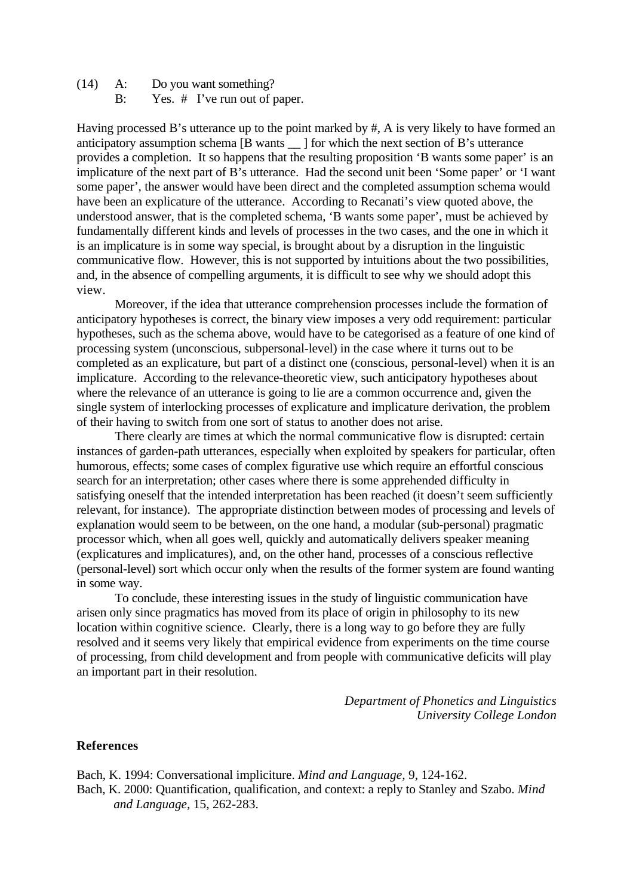(14) A: Do you want something?
 B: Yes. # I've run out of paper.

Having processed B's utterance up to the point marked by #, A is very likely to have formed an anticipatory assumption schema [B wants __ ] for which the next section of B's utterance provides a completion. It so happens that the resulting proposition 'B wants some paper' is an implicature of the next part of B's utterance. Had the second unit been 'Some paper' or 'I want some paper', the answer would have been direct and the completed assumption schema would have been an explicature of the utterance. According to Recanati's view quoted above, the understood answer, that is the completed schema, 'B wants some paper', must be achieved by fundamentally different kinds and levels of processes in the two cases, and the one in which it is an implicature is in some way special, is brought about by a disruption in the linguistic communicative flow. However, this is not supported by intuitions about the two possibilities, and, in the absence of compelling arguments, it is difficult to see why we should adopt this view.

Moreover, if the idea that utterance comprehension processes include the formation of anticipatory hypotheses is correct, the binary view imposes a very odd requirement: particular hypotheses, such as the schema above, would have to be categorised as a feature of one kind of processing system (unconscious, subpersonal-level) in the case where it turns out to be completed as an explicature, but part of a distinct one (conscious, personal-level) when it is an implicature. According to the relevance-theoretic view, such anticipatory hypotheses about where the relevance of an utterance is going to lie are a common occurrence and, given the single system of interlocking processes of explicature and implicature derivation, the problem of their having to switch from one sort of status to another does not arise.

There clearly are times at which the normal communicative flow is disrupted: certain instances of garden-path utterances, especially when exploited by speakers for particular, often humorous, effects; some cases of complex figurative use which require an effortful conscious search for an interpretation; other cases where there is some apprehended difficulty in satisfying oneself that the intended interpretation has been reached (it doesn't seem sufficiently relevant, for instance). The appropriate distinction between modes of processing and levels of explanation would seem to be between, on the one hand, a modular (sub-personal) pragmatic processor which, when all goes well, quickly and automatically delivers speaker meaning (explicatures and implicatures), and, on the other hand, processes of a conscious reflective (personal-level) sort which occur only when the results of the former system are found wanting in some way.

To conclude, these interesting issues in the study of linguistic communication have arisen only since pragmatics has moved from its place of origin in philosophy to its new location within cognitive science. Clearly, there is a long way to go before they are fully resolved and it seems very likely that empirical evidence from experiments on the time course of processing, from child development and from people with communicative deficits will play an important part in their resolution.

*Department of Phonetics and Linguistics*
*University College London*

**References**

Bach, K. 1994: Conversational impliciture. *Mind and Language,* 9, 124-162.

Bach, K. 2000: Quantification, qualification, and context: a reply to Stanley and Szabo. *Mind and Language,* 15, 262-283.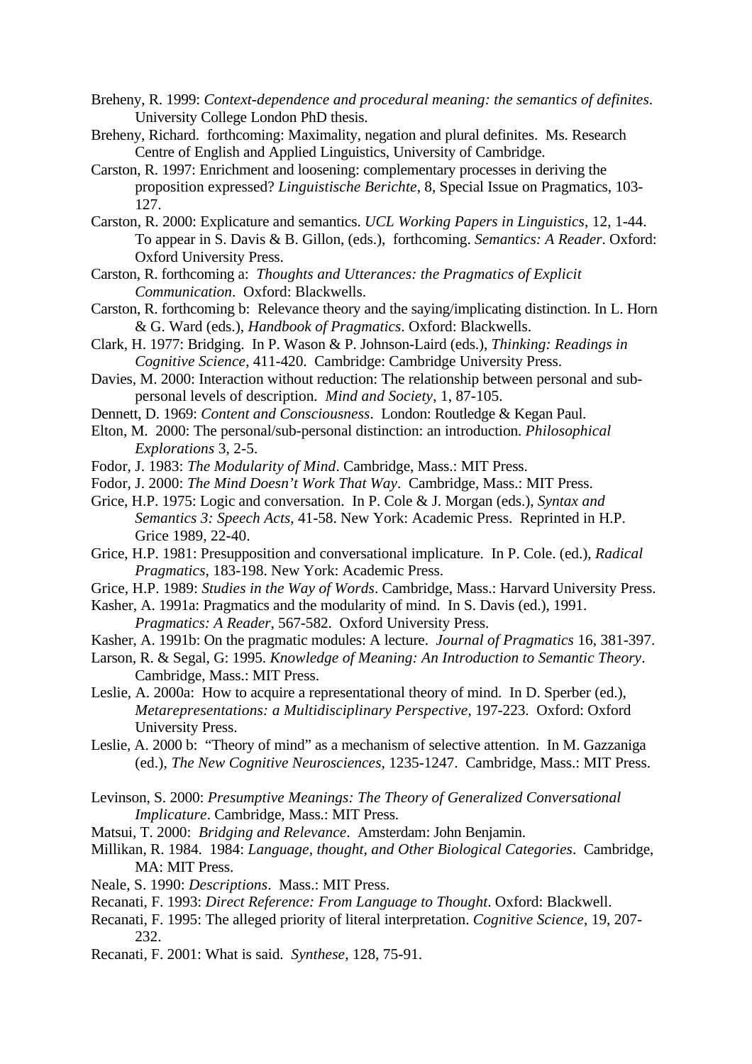Breheny, R. 1999: *Context-dependence and procedural meaning: the semantics of definites*. University College London PhD thesis.

Breheny, Richard. forthcoming: Maximality, negation and plural definites. Ms. Research Centre of English and Applied Linguistics, University of Cambridge.

Carston, R. 1997: Enrichment and loosening: complementary processes in deriving the proposition expressed? *Linguistische Berichte*, 8, Special Issue on Pragmatics, 103-127.

Carston, R. 2000: Explicature and semantics. *UCL Working Papers in Linguistics*, 12, 1-44. To appear in S. Davis & B. Gillon, (eds.), forthcoming. *Semantics: A Reader*. Oxford: Oxford University Press.

Carston, R. forthcoming a: *Thoughts and Utterances: the Pragmatics of Explicit Communication*. Oxford: Blackwells.

Carston, R. forthcoming b: Relevance theory and the saying/implicating distinction. In L. Horn & G. Ward (eds.), *Handbook of Pragmatics*. Oxford: Blackwells.

Clark, H. 1977: Bridging. In P. Wason & P. Johnson-Laird (eds.), *Thinking: Readings in Cognitive Science*, 411-420. Cambridge: Cambridge University Press.

Davies, M. 2000: Interaction without reduction: The relationship between personal and sub-personal levels of description. *Mind and Society*, 1, 87-105.

Dennett, D. 1969: *Content and Consciousness*. London: Routledge & Kegan Paul.

Elton, M. 2000: The personal/sub-personal distinction: an introduction. *Philosophical Explorations* 3, 2-5.

Fodor, J. 1983: *The Modularity of Mind*. Cambridge, Mass.: MIT Press.

Fodor, J. 2000: *The Mind Doesn't Work That Way*. Cambridge, Mass.: MIT Press.

Grice, H.P. 1975: Logic and conversation. In P. Cole & J. Morgan (eds.), *Syntax and Semantics 3: Speech Acts*, 41-58. New York: Academic Press. Reprinted in H.P. Grice 1989, 22-40.

Grice, H.P. 1981: Presupposition and conversational implicature. In P. Cole. (ed.), *Radical Pragmatics*, 183-198. New York: Academic Press.

Grice, H.P. 1989: *Studies in the Way of Words*. Cambridge, Mass.: Harvard University Press.

Kasher, A. 1991a: Pragmatics and the modularity of mind. In S. Davis (ed.), 1991. *Pragmatics: A Reader*, 567-582. Oxford University Press.

Kasher, A. 1991b: On the pragmatic modules: A lecture. *Journal of Pragmatics* 16, 381-397.

Larson, R. & Segal, G: 1995. *Knowledge of Meaning: An Introduction to Semantic Theory*. Cambridge, Mass.: MIT Press.

Leslie, A. 2000a: How to acquire a representational theory of mind. In D. Sperber (ed.), *Metarepresentations: a Multidisciplinary Perspective*, 197-223. Oxford: Oxford University Press.

Leslie, A. 2000 b: "Theory of mind" as a mechanism of selective attention. In M. Gazzaniga (ed.), *The New Cognitive Neurosciences*, 1235-1247. Cambridge, Mass.: MIT Press.

Levinson, S. 2000: *Presumptive Meanings: The Theory of Generalized Conversational Implicature*. Cambridge, Mass.: MIT Press.

Matsui, T. 2000: *Bridging and Relevance*. Amsterdam: John Benjamin.

Millikan, R. 1984. 1984: *Language, thought, and Other Biological Categories*. Cambridge, MA: MIT Press.

Neale, S. 1990: *Descriptions*. Mass.: MIT Press.

Recanati, F. 1993: *Direct Reference: From Language to Thought*. Oxford: Blackwell.

Recanati, F. 1995: The alleged priority of literal interpretation. *Cognitive Science*, 19, 207-232.

Recanati, F. 2001: What is said. *Synthese*, 128, 75-91.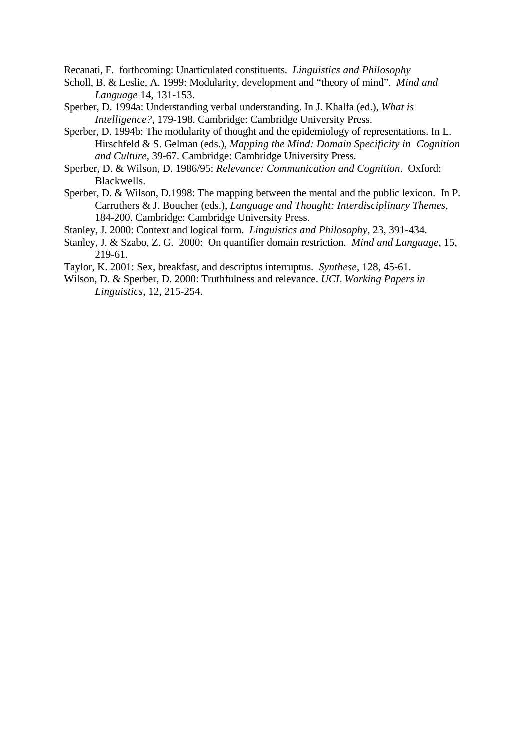Recanati, F. forthcoming: Unarticulated constituents. *Linguistics and Philosophy*

Scholl, B. & Leslie, A. 1999: Modularity, development and "theory of mind". *Mind and Language* 14, 131-153.

Sperber, D. 1994a: Understanding verbal understanding. In J. Khalfa (ed.), *What is Intelligence?*, 179-198. Cambridge: Cambridge University Press.

Sperber, D. 1994b: The modularity of thought and the epidemiology of representations. In L. Hirschfeld & S. Gelman (eds.), *Mapping the Mind: Domain Specificity in Cognition and Culture*, 39-67. Cambridge: Cambridge University Press.

Sperber, D. & Wilson, D. 1986/95: *Relevance: Communication and Cognition*. Oxford: Blackwells.

Sperber, D. & Wilson, D.1998: The mapping between the mental and the public lexicon. In P. Carruthers & J. Boucher (eds.), *Language and Thought: Interdisciplinary Themes*, 184-200. Cambridge: Cambridge University Press.

Stanley, J. 2000: Context and logical form. *Linguistics and Philosophy*, 23, 391-434.

Stanley, J. & Szabo, Z. G. 2000: On quantifier domain restriction. *Mind and Language*, 15, 219-61.

Taylor, K. 2001: Sex, breakfast, and descriptus interruptus. *Synthese*, 128, 45-61.

Wilson, D. & Sperber, D. 2000: Truthfulness and relevance. *UCL Working Papers in Linguistics*, 12, 215-254.